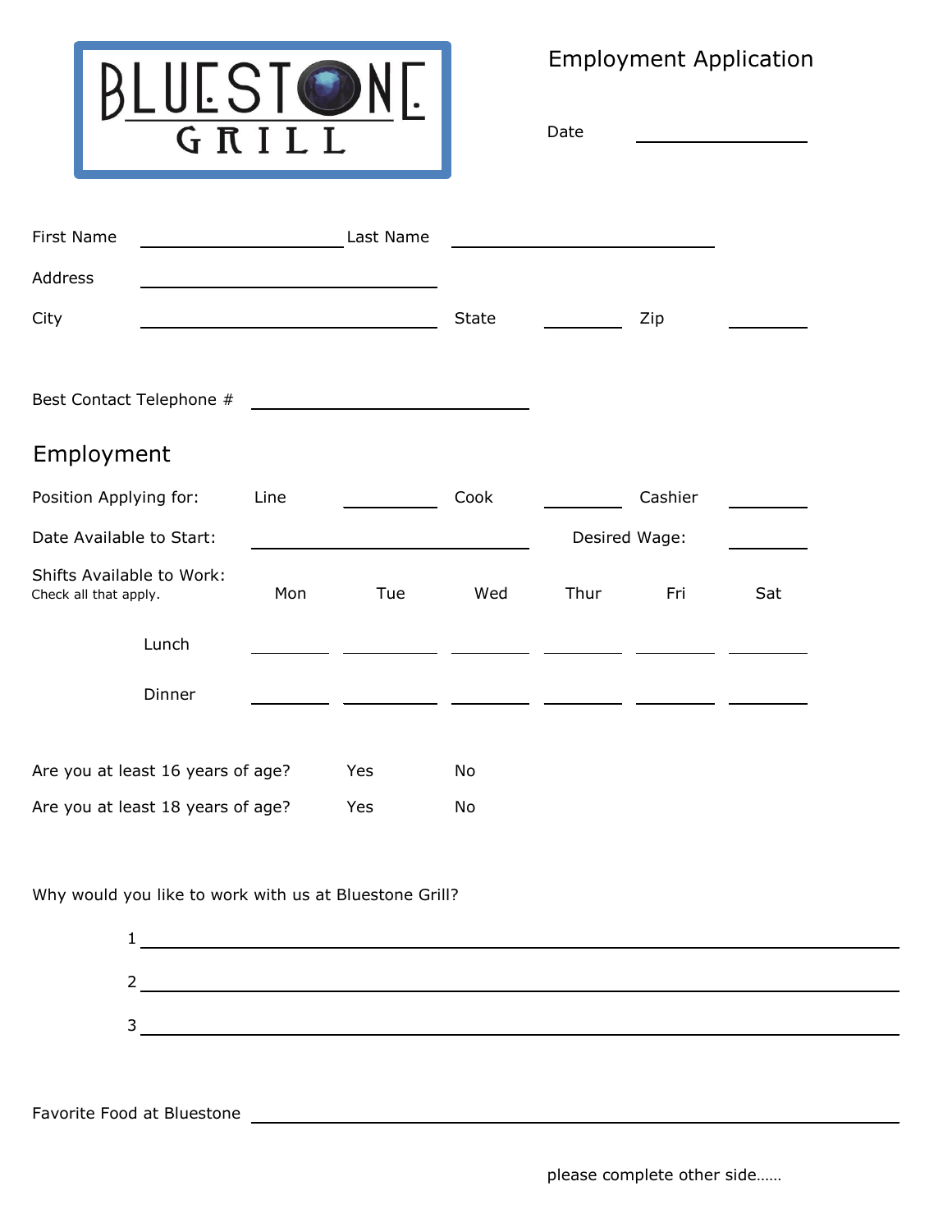# BLUESTONE GRILL

## Employment Application

Date \_\_\_\_\_\_\_\_\_\_\_\_\_\_\_\_

First Name \_\_\_\_\_\_\_\_\_\_\_\_\_\_\_\_\_\_\_\_ Last Name \_\_\_\_\_\_\_\_\_\_\_\_\_\_\_\_\_\_\_\_\_\_\_\_\_

Address \_\_\_\_\_\_\_\_\_\_\_\_\_\_\_\_\_\_\_\_\_\_\_\_\_\_\_\_\_\_

City \_\_\_\_\_\_\_\_\_\_\_\_\_\_\_\_\_\_\_\_\_\_\_\_\_\_\_\_\_\_ State \_\_\_\_\_\_\_\_ Zip \_\_\_\_\_\_\_\_

Best Contact Telephone # \_\_\_\_\_\_\_\_\_\_\_\_\_\_\_\_\_\_\_\_\_\_\_\_\_\_\_\_

## Employment

Position Applying for: Line \_\_\_\_\_\_\_\_\_ Cook \_\_\_\_\_\_\_\_ Cashier \_\_\_\_\_\_\_\_

Date Available to Start: \_\_\_\_\_\_\_\_\_\_\_\_\_\_\_\_\_\_\_\_\_\_\_\_\_\_\_\_ Desired Wage: \_\_\_\_\_\_\_\_

Shifts Available to Work:
Check all that apply.

| | Mon | Tue | Wed | Thur | Fri | Sat |
|---|---|---|---|---|---|---|
| Lunch | | | | | | |
| Dinner | | | | | | |

Are you at least 16 years of age? Yes No

Are you at least 18 years of age? Yes No

Why would you like to work with us at Bluestone Grill?

1 \_\_\_\_\_\_\_\_\_\_\_\_\_\_\_\_\_\_\_\_\_\_\_\_\_\_\_\_\_\_\_\_\_\_\_\_\_\_\_\_\_\_\_\_\_\_\_\_\_\_\_\_\_\_\_\_\_\_\_\_\_\_\_\_\_\_\_\_\_\_\_\_\_\_

2 \_\_\_\_\_\_\_\_\_\_\_\_\_\_\_\_\_\_\_\_\_\_\_\_\_\_\_\_\_\_\_\_\_\_\_\_\_\_\_\_\_\_\_\_\_\_\_\_\_\_\_\_\_\_\_\_\_\_\_\_\_\_\_\_\_\_\_\_\_\_\_\_\_\_

3 \_\_\_\_\_\_\_\_\_\_\_\_\_\_\_\_\_\_\_\_\_\_\_\_\_\_\_\_\_\_\_\_\_\_\_\_\_\_\_\_\_\_\_\_\_\_\_\_\_\_\_\_\_\_\_\_\_\_\_\_\_\_\_\_\_\_\_\_\_\_\_\_\_\_

Favorite Food at Bluestone \_\_\_\_\_\_\_\_\_\_\_\_\_\_\_\_\_\_\_\_\_\_\_\_\_\_\_\_\_\_\_\_\_\_\_\_\_\_\_\_\_\_\_\_\_\_\_\_\_\_\_\_\_\_\_\_

please complete other side……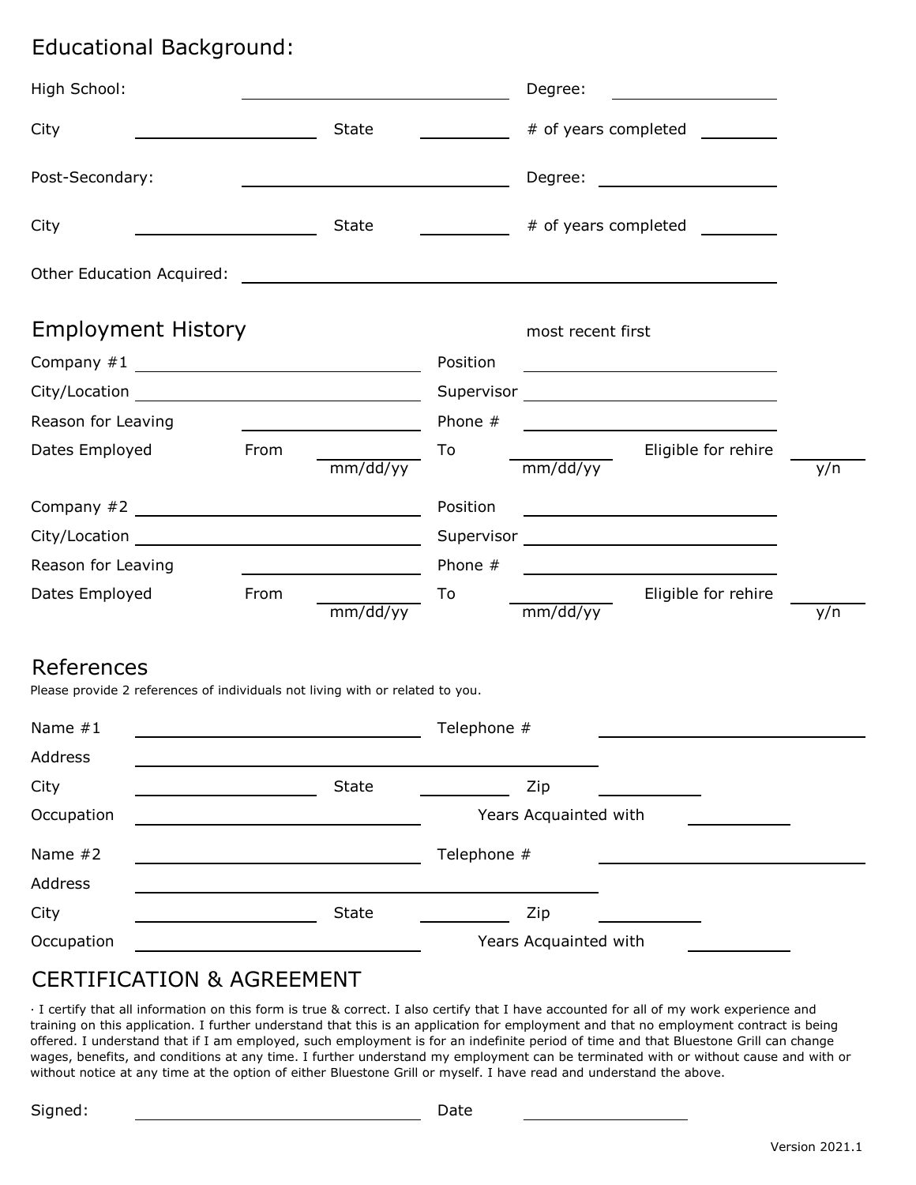## Educational Background:

High School: ______________________ Degree: ______________

City ______________ State ________ # of years completed ______

Post-Secondary: ______________________ Degree: ______________

City ______________ State ________ # of years completed ______

Other Education Acquired: ______________________________________

## Employment History

most recent first

Company #1 ______________________ Position ______________________

City/Location ______________________ Supervisor ______________________

Reason for Leaving ______________ Phone # ______________________

Dates Employed From ________ (mm/dd/yy) To ________ (mm/dd/yy) Eligible for rehire ______ (y/n)

Company #2 ______________________ Position ______________________

City/Location ______________________ Supervisor ______________________

Reason for Leaving ______________ Phone # ______________________

Dates Employed From ________ (mm/dd/yy) To ________ (mm/dd/yy) Eligible for rehire ______ (y/n)

## References

Please provide 2 references of individuals not living with or related to you.

Name #1 ______________________ Telephone # ______________________

Address ______________________________________

City ______________ State ________ Zip ________

Occupation ______________________ Years Acquainted with ________

Name #2 ______________________ Telephone # ______________________

Address ______________________________________

City ______________ State ________ Zip ________

Occupation ______________________ Years Acquainted with ________

## CERTIFICATION & AGREEMENT

· I certify that all information on this form is true & correct. I also certify that I have accounted for all of my work experience and training on this application. I further understand that this is an application for employment and that no employment contract is being offered. I understand that if I am employed, such employment is for an indefinite period of time and that Bluestone Grill can change wages, benefits, and conditions at any time. I further understand my employment can be terminated with or without cause and with or without notice at any time at the option of either Bluestone Grill or myself. I have read and understand the above.

Signed: ______________________ Date ______________

Version 2021.1